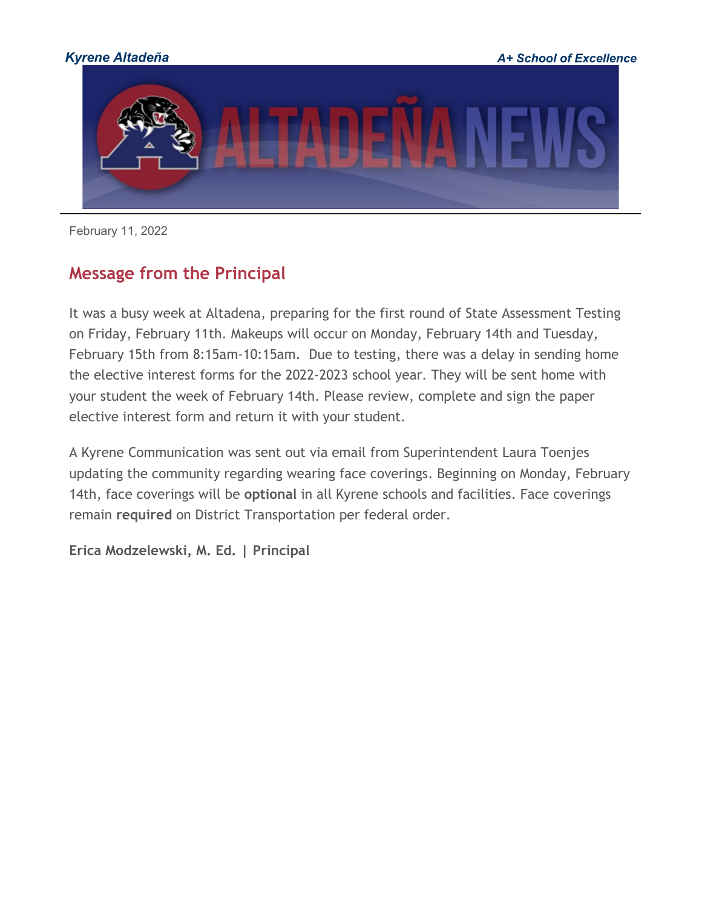*Kyrene Altadeña* *A+ School of Excellence*

# ALTADEÑA NEWS

February 11, 2022

## Message from the Principal

It was a busy week at Altadena, preparing for the first round of State Assessment Testing on Friday, February 11th. Makeups will occur on Monday, February 14th and Tuesday, February 15th from 8:15am-10:15am. Due to testing, there was a delay in sending home the elective interest forms for the 2022-2023 school year. They will be sent home with your student the week of February 14th. Please review, complete and sign the paper elective interest form and return it with your student.

A Kyrene Communication was sent out via email from Superintendent Laura Toenjes updating the community regarding wearing face coverings. Beginning on Monday, February 14th, face coverings will be **optional** in all Kyrene schools and facilities. Face coverings remain **required** on District Transportation per federal order.

**Erica Modzelewski, M. Ed. | Principal**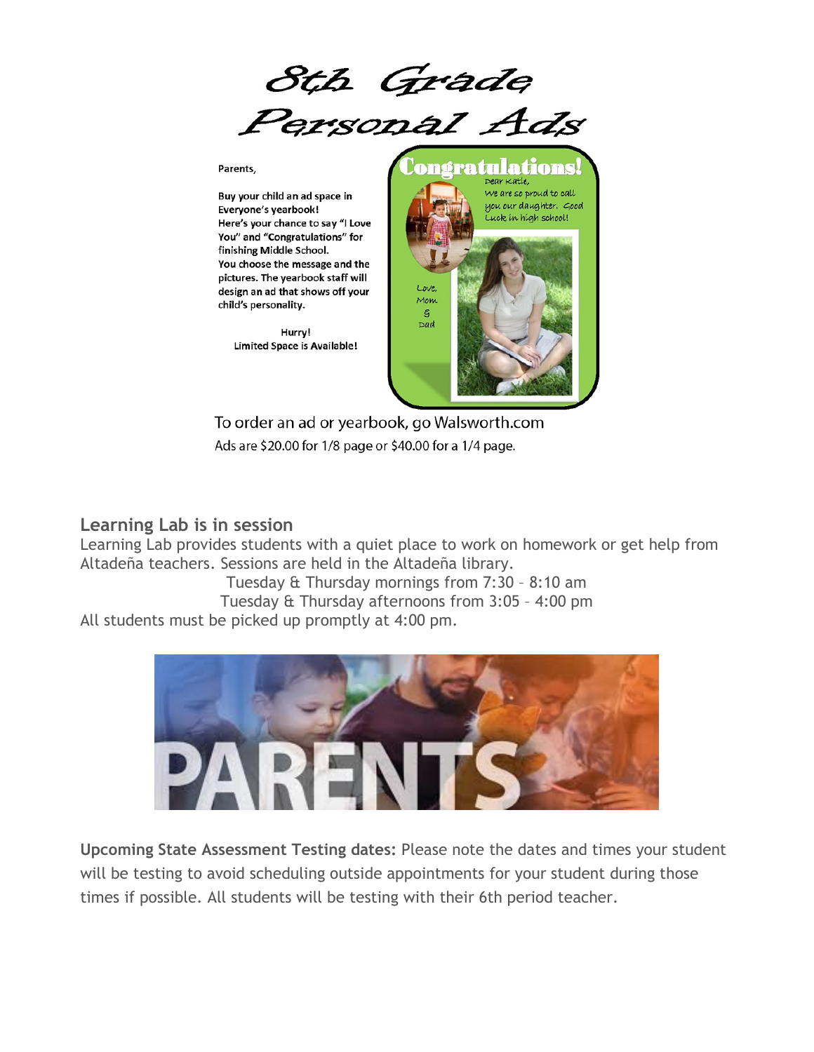# 8th Grade Personal Ads

Parents,

Buy your child an ad space in Everyone's yearbook!
Here's your chance to say "I Love You" and "Congratulations" for finishing Middle School.
You choose the message and the pictures. The yearbook staff will design an ad that shows off your child's personality.

Hurry!
Limited Space is Available!

Congratulations!

Dear Katie,
We are so proud to call you our daughter. Good Luck in high school!

Love,
Mom
&
Dad

To order an ad or yearbook, go Walsworth.com
Ads are $20.00 for 1/8 page or $40.00 for a 1/4 page.

## Learning Lab is in session

Learning Lab provides students with a quiet place to work on homework or get help from Altadeña teachers. Sessions are held in the Altadeña library.

Tuesday & Thursday mornings from 7:30 – 8:10 am
Tuesday & Thursday afternoons from 3:05 – 4:00 pm

All students must be picked up promptly at 4:00 pm.

PARENTS

**Upcoming State Assessment Testing dates:** Please note the dates and times your student will be testing to avoid scheduling outside appointments for your student during those times if possible. All students will be testing with their 6th period teacher.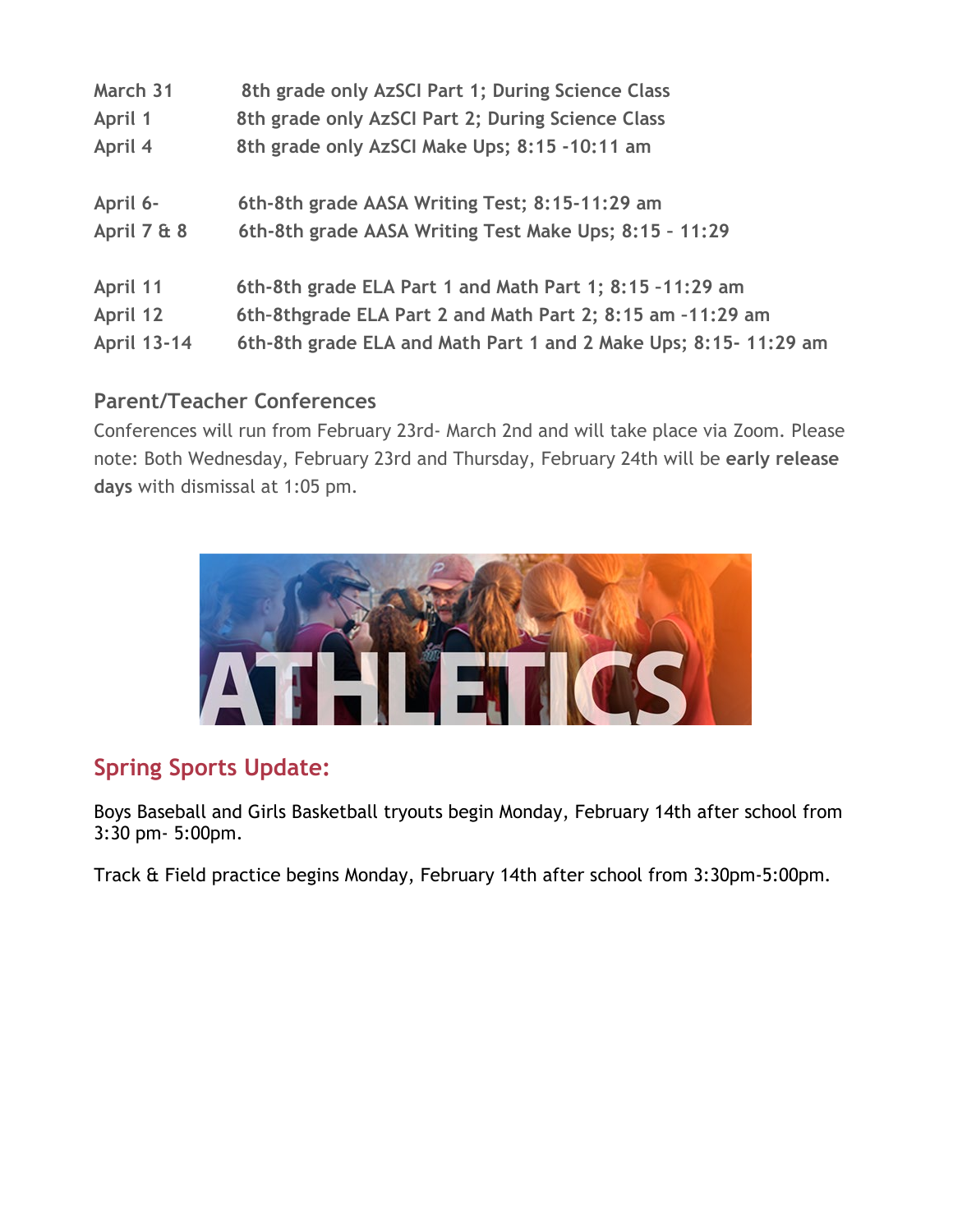| | |
|---|---|
| March 31 | 8th grade only AzSCI Part 1; During Science Class |
| April 1 | 8th grade only AzSCI Part 2; During Science Class |
| April 4 | 8th grade only AzSCI Make Ups; 8:15 -10:11 am |
| April 6- | 6th-8th grade AASA Writing Test; 8:15-11:29 am |
| April 7 & 8 | 6th-8th grade AASA Writing Test Make Ups; 8:15 – 11:29 |
| April 11 | 6th-8th grade ELA Part 1 and Math Part 1; 8:15 -11:29 am |
| April 12 | 6th-8thgrade ELA Part 2 and Math Part 2; 8:15 am -11:29 am |
| April 13-14 | 6th-8th grade ELA and Math Part 1 and 2 Make Ups; 8:15- 11:29 am |

### Parent/Teacher Conferences

Conferences will run from February 23rd- March 2nd and will take place via Zoom. Please note: Both Wednesday, February 23rd and Thursday, February 24th will be **early release days** with dismissal at 1:05 pm.

ATHLETICS

## Spring Sports Update:

Boys Baseball and Girls Basketball tryouts begin Monday, February 14th after school from 3:30 pm- 5:00pm.

Track & Field practice begins Monday, February 14th after school from 3:30pm-5:00pm.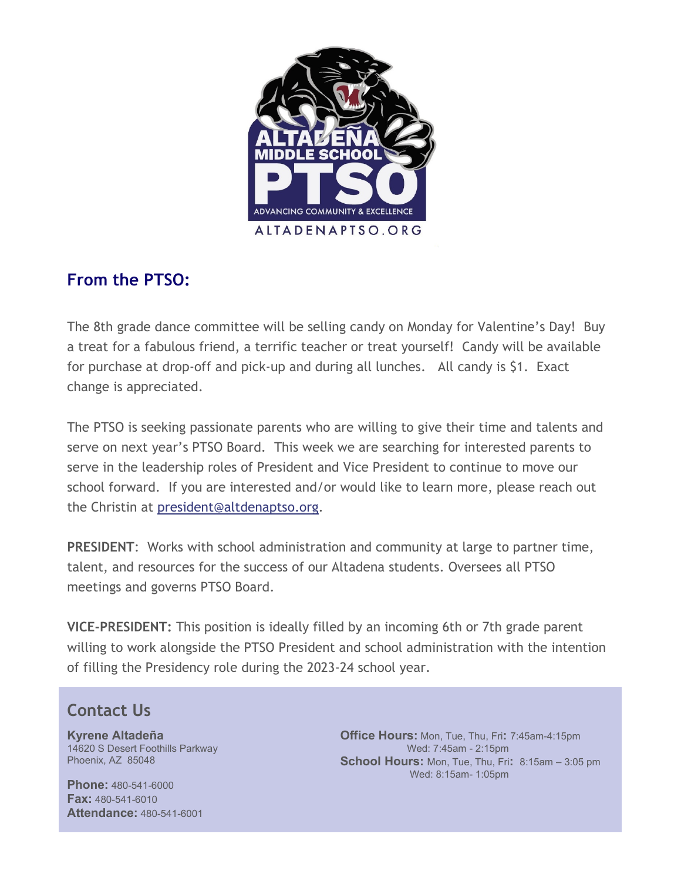## From the PTSO:

The 8th grade dance committee will be selling candy on Monday for Valentine's Day! Buy a treat for a fabulous friend, a terrific teacher or treat yourself! Candy will be available for purchase at drop-off and pick-up and during all lunches. All candy is $1. Exact change is appreciated.

The PTSO is seeking passionate parents who are willing to give their time and talents and serve on next year's PTSO Board. This week we are searching for interested parents to serve in the leadership roles of President and Vice President to continue to move our school forward. If you are interested and/or would like to learn more, please reach out the Christin at president@altdenaptso.org.

**PRESIDENT**: Works with school administration and community at large to partner time, talent, and resources for the success of our Altadena students. Oversees all PTSO meetings and governs PTSO Board.

**VICE-PRESIDENT:** This position is ideally filled by an incoming 6th or 7th grade parent willing to work alongside the PTSO President and school administration with the intention of filling the Presidency role during the 2023-24 school year.

## Contact Us

**Kyrene Altadeña**
14620 S Desert Foothills Parkway
Phoenix, AZ 85048

**Phone:** 480-541-6000
**Fax:** 480-541-6010
**Attendance:** 480-541-6001

**Office Hours:** Mon, Tue, Thu, Fri**:** 7:45am-4:15pm
Wed: 7:45am - 2:15pm
**School Hours:** Mon, Tue, Thu, Fri**:** 8:15am – 3:05 pm
Wed: 8:15am- 1:05pm